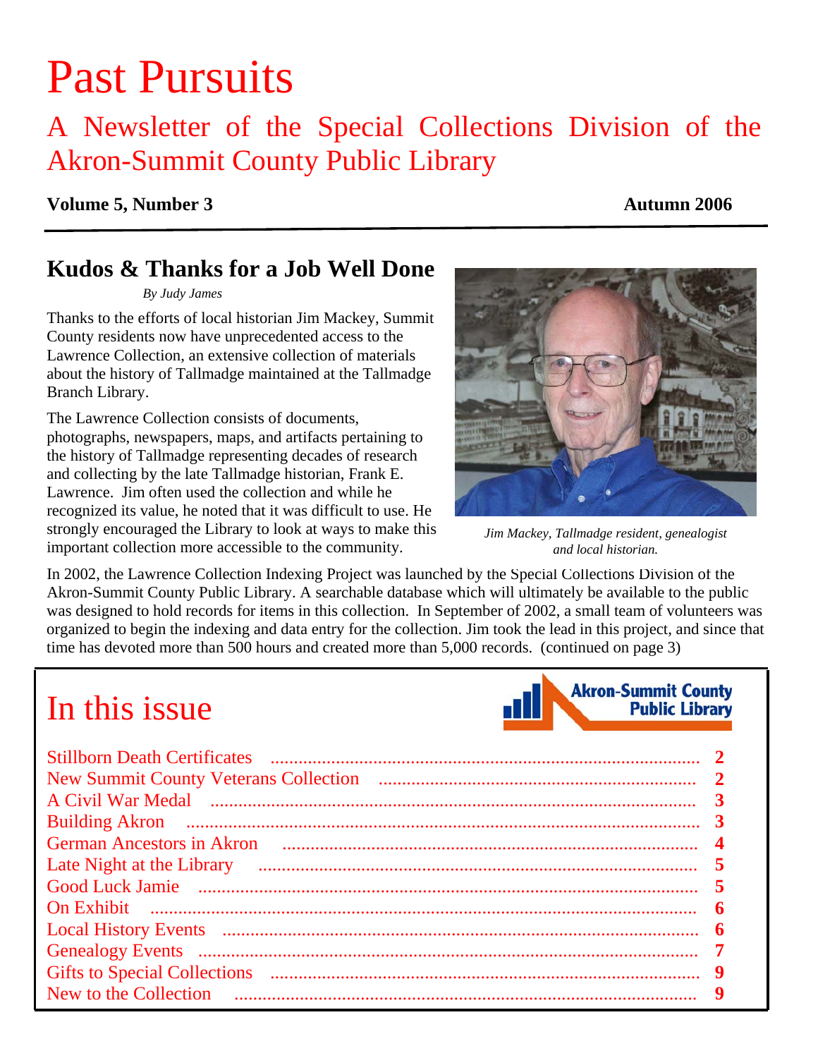# Past Pursuits

## A Newsletter of the Special Collections Division of the Akron-Summit County Public Library

**Volume 5, Number 3** **Autumn 2006**

## Kudos & Thanks for a Job Well Done

*By Judy James*

Thanks to the efforts of local historian Jim Mackey, Summit County residents now have unprecedented access to the Lawrence Collection, an extensive collection of materials about the history of Tallmadge maintained at the Tallmadge Branch Library.

The Lawrence Collection consists of documents, photographs, newspapers, maps, and artifacts pertaining to the history of Tallmadge representing decades of research and collecting by the late Tallmadge historian, Frank E. Lawrence. Jim often used the collection and while he recognized its value, he noted that it was difficult to use. He strongly encouraged the Library to look at ways to make this important collection more accessible to the community.

*Jim Mackey, Tallmadge resident, genealogist and local historian.*

In 2002, the Lawrence Collection Indexing Project was launched by the Special Collections Division of the Akron-Summit County Public Library. A searchable database which will ultimately be available to the public was designed to hold records for items in this collection. In September of 2002, a small team of volunteers was organized to begin the indexing and data entry for the collection. Jim took the lead in this project, and since that time has devoted more than 500 hours and created more than 5,000 records. (continued on page 3)

## In this issue

Akron-Summit County Public Library

| | |
|---|---|
| Stillborn Death Certificates | 2 |
| New Summit County Veterans Collection | 2 |
| A Civil War Medal | 3 |
| Building Akron | 3 |
| German Ancestors in Akron | 4 |
| Late Night at the Library | 5 |
| Good Luck Jamie | 5 |
| On Exhibit | 6 |
| Local History Events | 6 |
| Genealogy Events | 7 |
| Gifts to Special Collections | 9 |
| New to the Collection | 9 |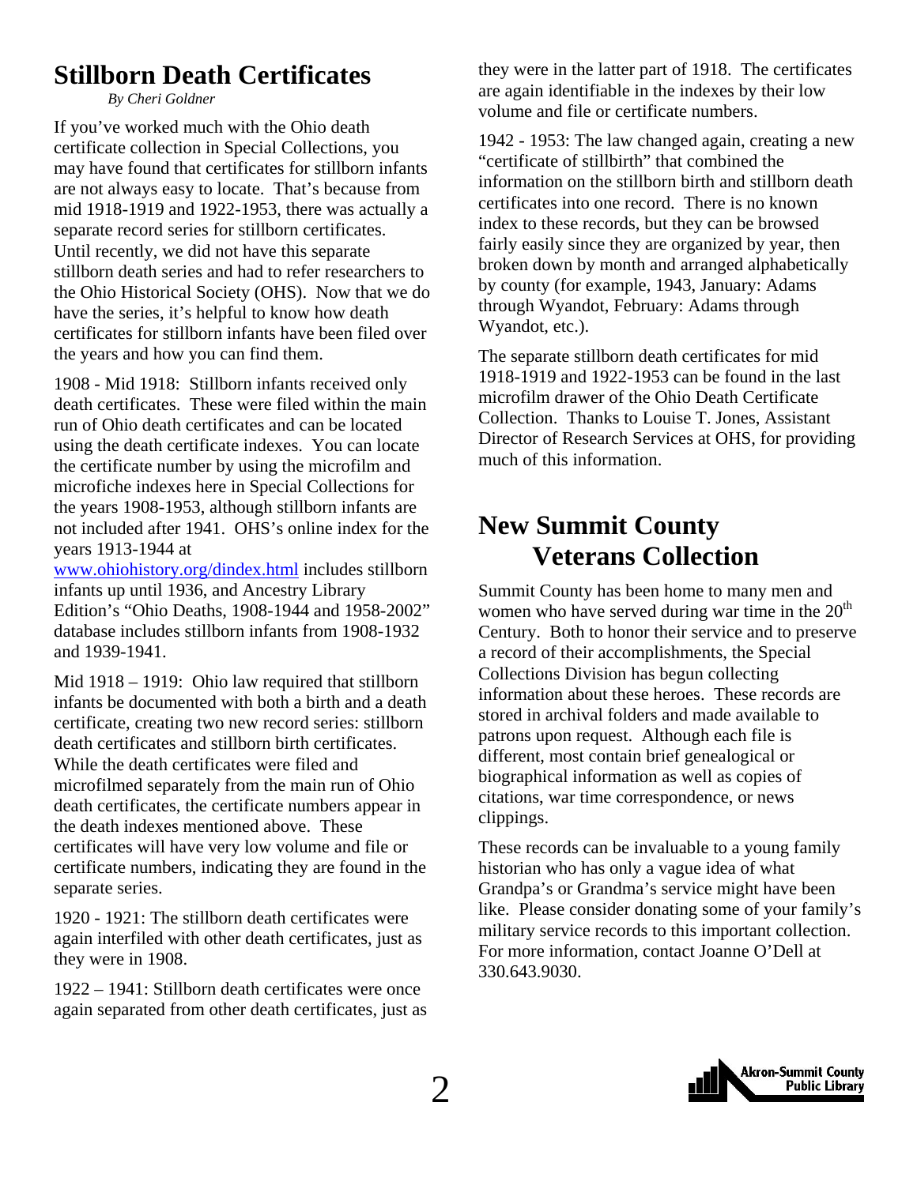## Stillborn Death Certificates

*By Cheri Goldner*

If you've worked much with the Ohio death certificate collection in Special Collections, you may have found that certificates for stillborn infants are not always easy to locate. That's because from mid 1918-1919 and 1922-1953, there was actually a separate record series for stillborn certificates. Until recently, we did not have this separate stillborn death series and had to refer researchers to the Ohio Historical Society (OHS). Now that we do have the series, it's helpful to know how death certificates for stillborn infants have been filed over the years and how you can find them.

1908 - Mid 1918: Stillborn infants received only death certificates. These were filed within the main run of Ohio death certificates and can be located using the death certificate indexes. You can locate the certificate number by using the microfilm and microfiche indexes here in Special Collections for the years 1908-1953, although stillborn infants are not included after 1941. OHS's online index for the years 1913-1944 at www.ohiohistory.org/dindex.html includes stillborn infants up until 1936, and Ancestry Library Edition's "Ohio Deaths, 1908-1944 and 1958-2002" database includes stillborn infants from 1908-1932 and 1939-1941.

Mid 1918 – 1919: Ohio law required that stillborn infants be documented with both a birth and a death certificate, creating two new record series: stillborn death certificates and stillborn birth certificates. While the death certificates were filed and microfilmed separately from the main run of Ohio death certificates, the certificate numbers appear in the death indexes mentioned above. These certificates will have very low volume and file or certificate numbers, indicating they are found in the separate series.

1920 - 1921: The stillborn death certificates were again interfiled with other death certificates, just as they were in 1908.

1922 – 1941: Stillborn death certificates were once again separated from other death certificates, just as they were in the latter part of 1918. The certificates are again identifiable in the indexes by their low volume and file or certificate numbers.

1942 - 1953: The law changed again, creating a new "certificate of stillbirth" that combined the information on the stillborn birth and stillborn death certificates into one record. There is no known index to these records, but they can be browsed fairly easily since they are organized by year, then broken down by month and arranged alphabetically by county (for example, 1943, January: Adams through Wyandot, February: Adams through Wyandot, etc.).

The separate stillborn death certificates for mid 1918-1919 and 1922-1953 can be found in the last microfilm drawer of the Ohio Death Certificate Collection. Thanks to Louise T. Jones, Assistant Director of Research Services at OHS, for providing much of this information.

## New Summit County Veterans Collection

Summit County has been home to many men and women who have served during war time in the 20th Century. Both to honor their service and to preserve a record of their accomplishments, the Special Collections Division has begun collecting information about these heroes. These records are stored in archival folders and made available to patrons upon request. Although each file is different, most contain brief genealogical or biographical information as well as copies of citations, war time correspondence, or news clippings.

These records can be invaluable to a young family historian who has only a vague idea of what Grandpa's or Grandma's service might have been like. Please consider donating some of your family's military service records to this important collection. For more information, contact Joanne O'Dell at 330.643.9030.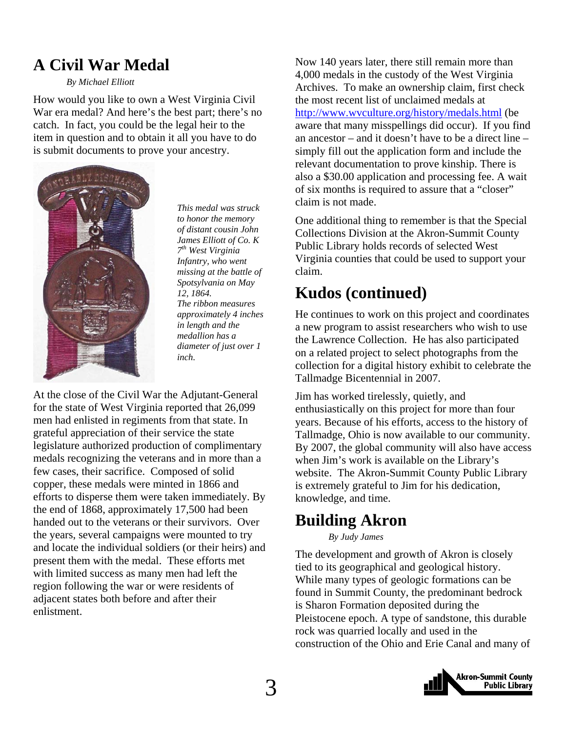## A Civil War Medal

*By Michael Elliott*

How would you like to own a West Virginia Civil War era medal? And here's the best part; there's no catch. In fact, you could be the legal heir to the item in question and to obtain it all you have to do is submit documents to prove your ancestry.

*This medal was struck to honor the memory of distant cousin John James Elliott of Co. K 7th West Virginia Infantry, who went missing at the battle of Spotsylvania on May 12, 1864. The ribbon measures approximately 4 inches in length and the medallion has a diameter of just over 1 inch.*

At the close of the Civil War the Adjutant-General for the state of West Virginia reported that 26,099 men had enlisted in regiments from that state. In grateful appreciation of their service the state legislature authorized production of complimentary medals recognizing the veterans and in more than a few cases, their sacrifice. Composed of solid copper, these medals were minted in 1866 and efforts to disperse them were taken immediately. By the end of 1868, approximately 17,500 had been handed out to the veterans or their survivors. Over the years, several campaigns were mounted to try and locate the individual soldiers (or their heirs) and present them with the medal. These efforts met with limited success as many men had left the region following the war or were residents of adjacent states both before and after their enlistment.

Now 140 years later, there still remain more than 4,000 medals in the custody of the West Virginia Archives. To make an ownership claim, first check the most recent list of unclaimed medals at http://www.wvculture.org/history/medals.html (be aware that many misspellings did occur). If you find an ancestor – and it doesn't have to be a direct line – simply fill out the application form and include the relevant documentation to prove kinship. There is also a $30.00 application and processing fee. A wait of six months is required to assure that a "closer" claim is not made.

One additional thing to remember is that the Special Collections Division at the Akron-Summit County Public Library holds records of selected West Virginia counties that could be used to support your claim.

## Kudos (continued)

He continues to work on this project and coordinates a new program to assist researchers who wish to use the Lawrence Collection. He has also participated on a related project to select photographs from the collection for a digital history exhibit to celebrate the Tallmadge Bicentennial in 2007.

Jim has worked tirelessly, quietly, and enthusiastically on this project for more than four years. Because of his efforts, access to the history of Tallmadge, Ohio is now available to our community. By 2007, the global community will also have access when Jim's work is available on the Library's website. The Akron-Summit County Public Library is extremely grateful to Jim for his dedication, knowledge, and time.

## Building Akron

*By Judy James*

The development and growth of Akron is closely tied to its geographical and geological history. While many types of geologic formations can be found in Summit County, the predominant bedrock is Sharon Formation deposited during the Pleistocene epoch. A type of sandstone, this durable rock was quarried locally and used in the construction of the Ohio and Erie Canal and many of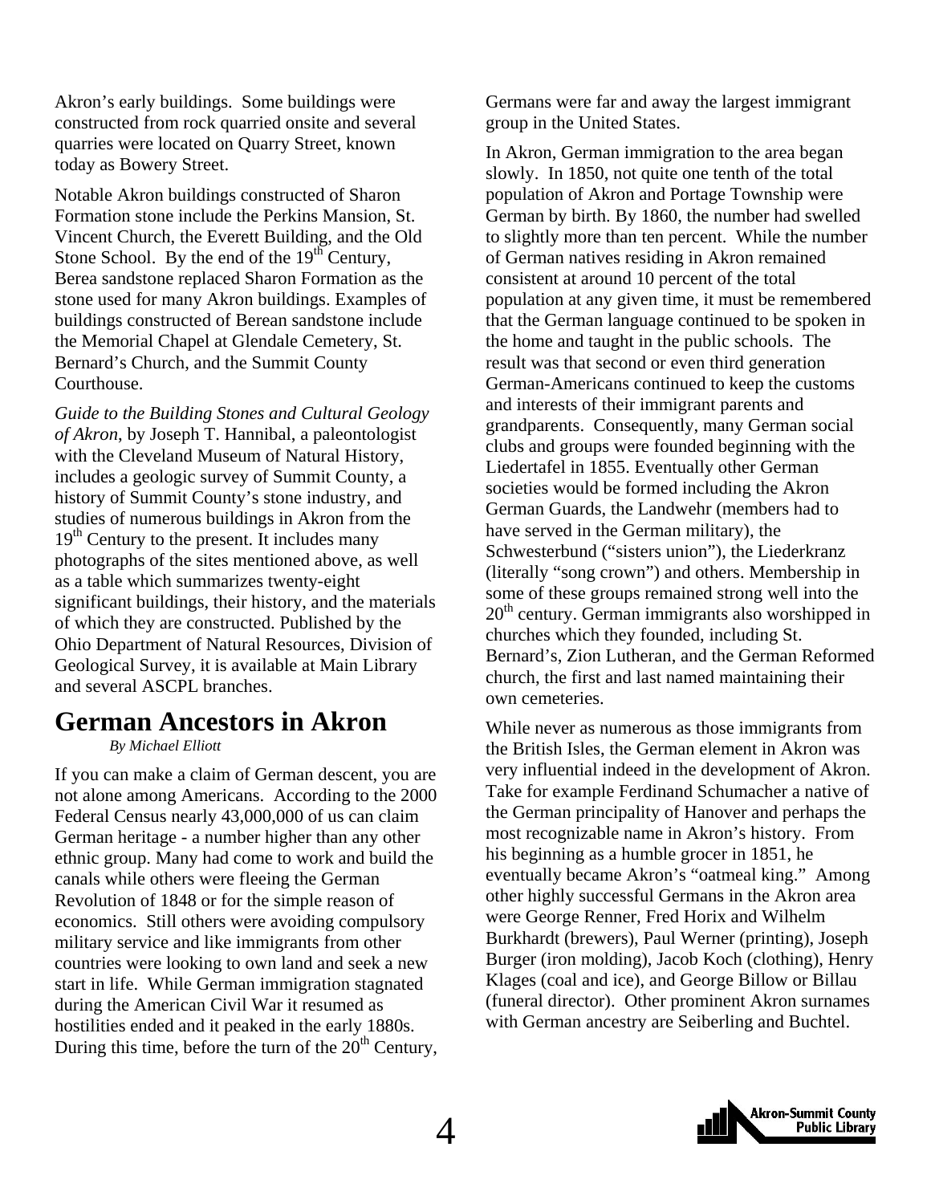Akron's early buildings. Some buildings were constructed from rock quarried onsite and several quarries were located on Quarry Street, known today as Bowery Street.

Notable Akron buildings constructed of Sharon Formation stone include the Perkins Mansion, St. Vincent Church, the Everett Building, and the Old Stone School. By the end of the 19th Century, Berea sandstone replaced Sharon Formation as the stone used for many Akron buildings. Examples of buildings constructed of Berean sandstone include the Memorial Chapel at Glendale Cemetery, St. Bernard's Church, and the Summit County Courthouse.

*Guide to the Building Stones and Cultural Geology of Akron*, by Joseph T. Hannibal, a paleontologist with the Cleveland Museum of Natural History, includes a geologic survey of Summit County, a history of Summit County's stone industry, and studies of numerous buildings in Akron from the 19th Century to the present. It includes many photographs of the sites mentioned above, as well as a table which summarizes twenty-eight significant buildings, their history, and the materials of which they are constructed. Published by the Ohio Department of Natural Resources, Division of Geological Survey, it is available at Main Library and several ASCPL branches.

# German Ancestors in Akron

*By Michael Elliott*

If you can make a claim of German descent, you are not alone among Americans. According to the 2000 Federal Census nearly 43,000,000 of us can claim German heritage - a number higher than any other ethnic group. Many had come to work and build the canals while others were fleeing the German Revolution of 1848 or for the simple reason of economics. Still others were avoiding compulsory military service and like immigrants from other countries were looking to own land and seek a new start in life. While German immigration stagnated during the American Civil War it resumed as hostilities ended and it peaked in the early 1880s. During this time, before the turn of the 20th Century, Germans were far and away the largest immigrant group in the United States.

In Akron, German immigration to the area began slowly. In 1850, not quite one tenth of the total population of Akron and Portage Township were German by birth. By 1860, the number had swelled to slightly more than ten percent. While the number of German natives residing in Akron remained consistent at around 10 percent of the total population at any given time, it must be remembered that the German language continued to be spoken in the home and taught in the public schools. The result was that second or even third generation German-Americans continued to keep the customs and interests of their immigrant parents and grandparents. Consequently, many German social clubs and groups were founded beginning with the Liedertafel in 1855. Eventually other German societies would be formed including the Akron German Guards, the Landwehr (members had to have served in the German military), the Schwesterbund ("sisters union"), the Liederkranz (literally "song crown") and others. Membership in some of these groups remained strong well into the 20th century. German immigrants also worshipped in churches which they founded, including St. Bernard's, Zion Lutheran, and the German Reformed church, the first and last named maintaining their own cemeteries.

While never as numerous as those immigrants from the British Isles, the German element in Akron was very influential indeed in the development of Akron. Take for example Ferdinand Schumacher a native of the German principality of Hanover and perhaps the most recognizable name in Akron's history. From his beginning as a humble grocer in 1851, he eventually became Akron's "oatmeal king." Among other highly successful Germans in the Akron area were George Renner, Fred Horix and Wilhelm Burkhardt (brewers), Paul Werner (printing), Joseph Burger (iron molding), Jacob Koch (clothing), Henry Klages (coal and ice), and George Billow or Billau (funeral director). Other prominent Akron surnames with German ancestry are Seiberling and Buchtel.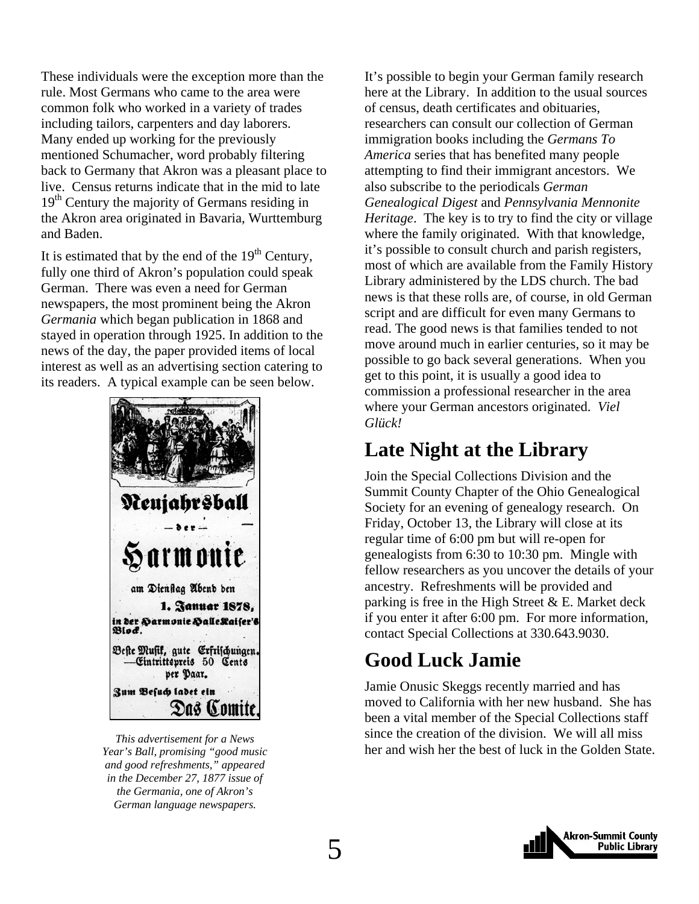These individuals were the exception more than the rule. Most Germans who came to the area were common folk who worked in a variety of trades including tailors, carpenters and day laborers. Many ended up working for the previously mentioned Schumacher, word probably filtering back to Germany that Akron was a pleasant place to live. Census returns indicate that in the mid to late 19th Century the majority of Germans residing in the Akron area originated in Bavaria, Wurttemburg and Baden.

It is estimated that by the end of the 19th Century, fully one third of Akron's population could speak German. There was even a need for German newspapers, the most prominent being the Akron *Germania* which began publication in 1868 and stayed in operation through 1925. In addition to the news of the day, the paper provided items of local interest as well as an advertising section catering to its readers. A typical example can be seen below.

Neujahrsball
— der —
Harmonie
am Dienstag Abend den
1. Januar 1878,
in der Harmonie Halle Kaiser's Block.
Beste Musik, gute Erfrischungen.
—Eintrittspreis 50 Cents per Paar.
Zum Besuch ladet ein
Das Comite.

*This advertisement for a News Year's Ball, promising "good music and good refreshments," appeared in the December 27, 1877 issue of the Germania, one of Akron's German language newspapers.*

It's possible to begin your German family research here at the Library. In addition to the usual sources of census, death certificates and obituaries, researchers can consult our collection of German immigration books including the *Germans To America* series that has benefited many people attempting to find their immigrant ancestors. We also subscribe to the periodicals *German Genealogical Digest* and *Pennsylvania Mennonite Heritage*. The key is to try to find the city or village where the family originated. With that knowledge, it's possible to consult church and parish registers, most of which are available from the Family History Library administered by the LDS church. The bad news is that these rolls are, of course, in old German script and are difficult for even many Germans to read. The good news is that families tended to not move around much in earlier centuries, so it may be possible to go back several generations. When you get to this point, it is usually a good idea to commission a professional researcher in the area where your German ancestors originated. *Viel Glück!*

## Late Night at the Library

Join the Special Collections Division and the Summit County Chapter of the Ohio Genealogical Society for an evening of genealogy research. On Friday, October 13, the Library will close at its regular time of 6:00 pm but will re-open for genealogists from 6:30 to 10:30 pm. Mingle with fellow researchers as you uncover the details of your ancestry. Refreshments will be provided and parking is free in the High Street & E. Market deck if you enter it after 6:00 pm. For more information, contact Special Collections at 330.643.9030.

## Good Luck Jamie

Jamie Onusic Skeggs recently married and has moved to California with her new husband. She has been a vital member of the Special Collections staff since the creation of the division. We will all miss her and wish her the best of luck in the Golden State.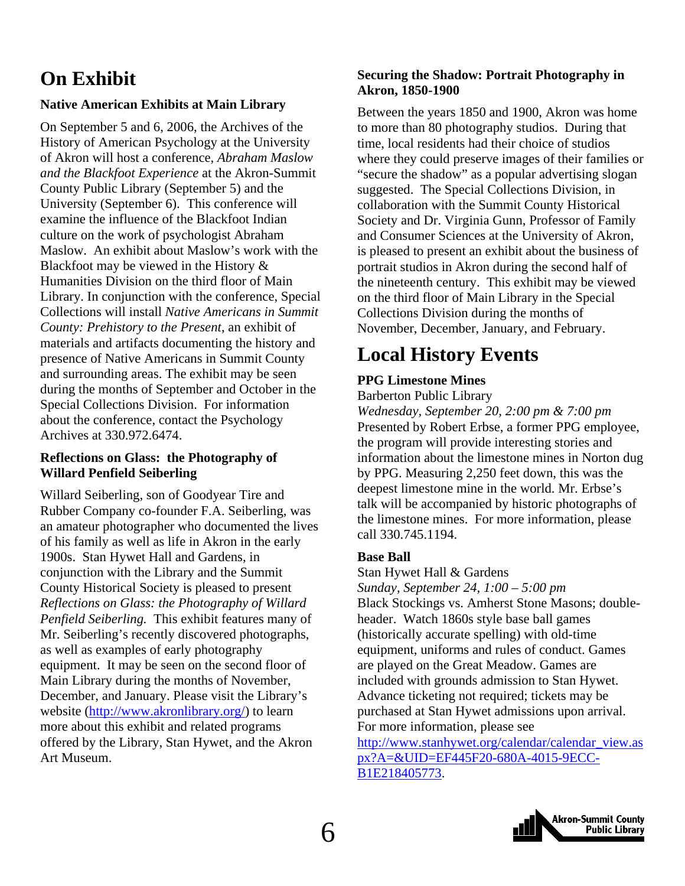# On Exhibit

### Native American Exhibits at Main Library

On September 5 and 6, 2006, the Archives of the History of American Psychology at the University of Akron will host a conference, *Abraham Maslow and the Blackfoot Experience* at the Akron-Summit County Public Library (September 5) and the University (September 6). This conference will examine the influence of the Blackfoot Indian culture on the work of psychologist Abraham Maslow. An exhibit about Maslow's work with the Blackfoot may be viewed in the History & Humanities Division on the third floor of Main Library. In conjunction with the conference, Special Collections will install *Native Americans in Summit County: Prehistory to the Present*, an exhibit of materials and artifacts documenting the history and presence of Native Americans in Summit County and surrounding areas. The exhibit may be seen during the months of September and October in the Special Collections Division. For information about the conference, contact the Psychology Archives at 330.972.6474.

### Reflections on Glass: the Photography of Willard Penfield Seiberling

Willard Seiberling, son of Goodyear Tire and Rubber Company co-founder F.A. Seiberling, was an amateur photographer who documented the lives of his family as well as life in Akron in the early 1900s. Stan Hywet Hall and Gardens, in conjunction with the Library and the Summit County Historical Society is pleased to present *Reflections on Glass: the Photography of Willard Penfield Seiberling.* This exhibit features many of Mr. Seiberling's recently discovered photographs, as well as examples of early photography equipment. It may be seen on the second floor of Main Library during the months of November, December, and January. Please visit the Library's website (http://www.akronlibrary.org/) to learn more about this exhibit and related programs offered by the Library, Stan Hywet, and the Akron Art Museum.

### Securing the Shadow: Portrait Photography in Akron, 1850-1900

Between the years 1850 and 1900, Akron was home to more than 80 photography studios. During that time, local residents had their choice of studios where they could preserve images of their families or "secure the shadow" as a popular advertising slogan suggested. The Special Collections Division, in collaboration with the Summit County Historical Society and Dr. Virginia Gunn, Professor of Family and Consumer Sciences at the University of Akron, is pleased to present an exhibit about the business of portrait studios in Akron during the second half of the nineteenth century. This exhibit may be viewed on the third floor of Main Library in the Special Collections Division during the months of November, December, January, and February.

# Local History Events

### PPG Limestone Mines

Barberton Public Library
*Wednesday, September 20, 2:00 pm & 7:00 pm*
Presented by Robert Erbse, a former PPG employee, the program will provide interesting stories and information about the limestone mines in Norton dug by PPG. Measuring 2,250 feet down, this was the deepest limestone mine in the world. Mr. Erbse's talk will be accompanied by historic photographs of the limestone mines. For more information, please call 330.745.1194.

### Base Ball

Stan Hywet Hall & Gardens
*Sunday, September 24, 1:00 – 5:00 pm*
Black Stockings vs. Amherst Stone Masons; double-header. Watch 1860s style base ball games (historically accurate spelling) with old-time equipment, uniforms and rules of conduct. Games are played on the Great Meadow. Games are included with grounds admission to Stan Hywet. Advance ticketing not required; tickets may be purchased at Stan Hywet admissions upon arrival. For more information, please see http://www.stanhywet.org/calendar/calendar_view.aspx?A=&UID=EF445F20-680A-4015-9ECC-B1E218405773.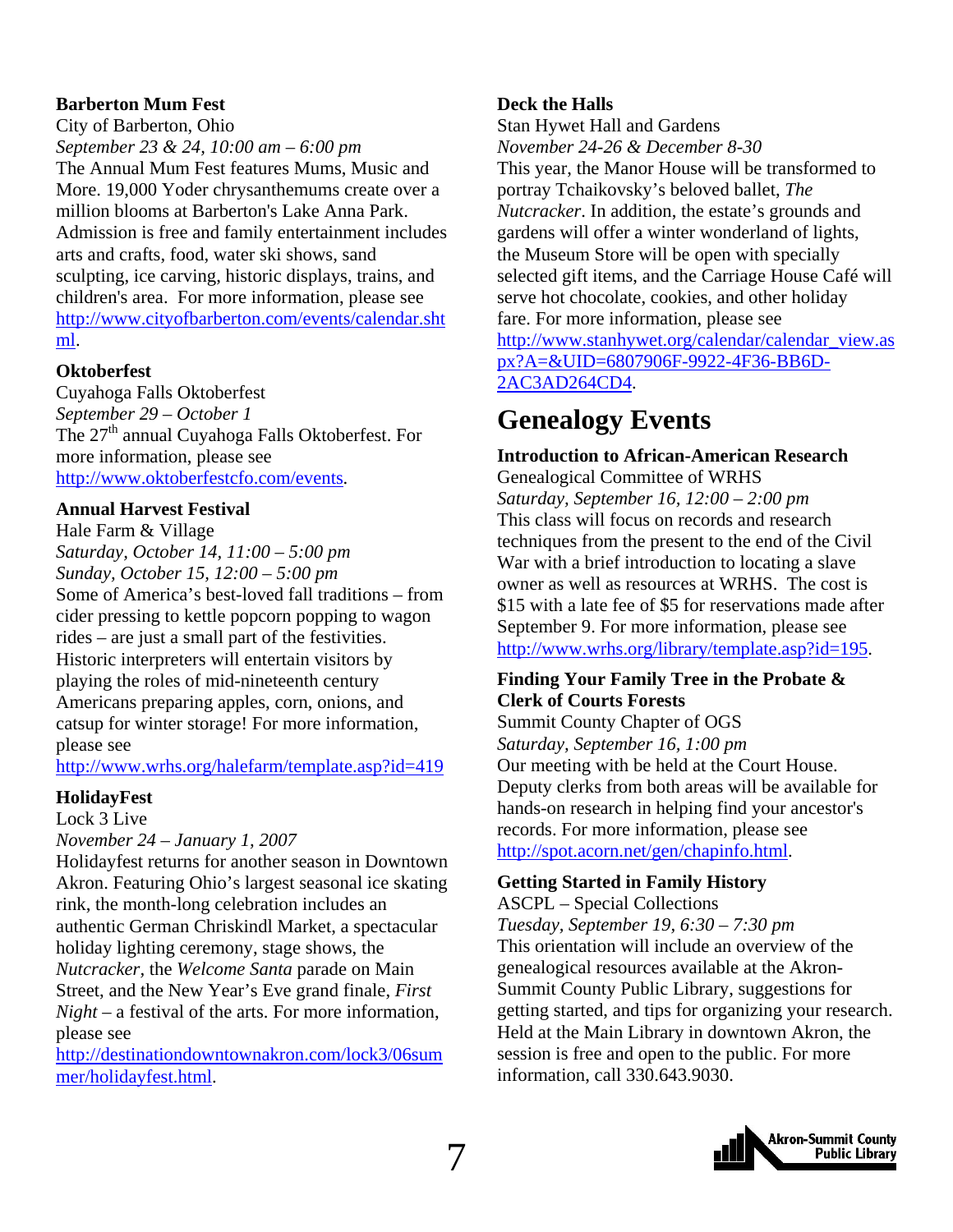**Barberton Mum Fest**
City of Barberton, Ohio
*September 23 & 24, 10:00 am – 6:00 pm*
The Annual Mum Fest features Mums, Music and More. 19,000 Yoder chrysanthemums create over a million blooms at Barberton's Lake Anna Park. Admission is free and family entertainment includes arts and crafts, food, water ski shows, sand sculpting, ice carving, historic displays, trains, and children's area. For more information, please see http://www.cityofbarberton.com/events/calendar.shtml.

**Oktoberfest**
Cuyahoga Falls Oktoberfest
*September 29 – October 1*
The 27th annual Cuyahoga Falls Oktoberfest. For more information, please see http://www.oktoberfestcfo.com/events.

**Annual Harvest Festival**
Hale Farm & Village
*Saturday, October 14, 11:00 – 5:00 pm*
*Sunday, October 15, 12:00 – 5:00 pm*
Some of America's best-loved fall traditions – from cider pressing to kettle popcorn popping to wagon rides – are just a small part of the festivities. Historic interpreters will entertain visitors by playing the roles of mid-nineteenth century Americans preparing apples, corn, onions, and catsup for winter storage! For more information, please see http://www.wrhs.org/halefarm/template.asp?id=419

**HolidayFest**
Lock 3 Live
*November 24 – January 1, 2007*
Holidayfest returns for another season in Downtown Akron. Featuring Ohio's largest seasonal ice skating rink, the month-long celebration includes an authentic German Chriskindl Market, a spectacular holiday lighting ceremony, stage shows, the *Nutcracker*, the *Welcome Santa* parade on Main Street, and the New Year's Eve grand finale, *First Night* – a festival of the arts. For more information, please see http://destinationdowntownakron.com/lock3/06summer/holidayfest.html.

**Deck the Halls**
Stan Hywet Hall and Gardens
*November 24-26 & December 8-30*
This year, the Manor House will be transformed to portray Tchaikovsky's beloved ballet, *The Nutcracker*. In addition, the estate's grounds and gardens will offer a winter wonderland of lights, the Museum Store will be open with specially selected gift items, and the Carriage House Café will serve hot chocolate, cookies, and other holiday fare. For more information, please see http://www.stanhywet.org/calendar/calendar_view.aspx?A=&UID=6807906F-9922-4F36-BB6D-2AC3AD264CD4.

# Genealogy Events

**Introduction to African-American Research**
Genealogical Committee of WRHS
*Saturday, September 16, 12:00 – 2:00 pm*
This class will focus on records and research techniques from the present to the end of the Civil War with a brief introduction to locating a slave owner as well as resources at WRHS. The cost is $15 with a late fee of $5 for reservations made after September 9. For more information, please see http://www.wrhs.org/library/template.asp?id=195.

**Finding Your Family Tree in the Probate & Clerk of Courts Forests**
Summit County Chapter of OGS
*Saturday, September 16, 1:00 pm*
Our meeting with be held at the Court House. Deputy clerks from both areas will be available for hands-on research in helping find your ancestor's records. For more information, please see http://spot.acorn.net/gen/chapinfo.html.

**Getting Started in Family History**
ASCPL – Special Collections
*Tuesday, September 19, 6:30 – 7:30 pm*
This orientation will include an overview of the genealogical resources available at the Akron-Summit County Public Library, suggestions for getting started, and tips for organizing your research. Held at the Main Library in downtown Akron, the session is free and open to the public. For more information, call 330.643.9030.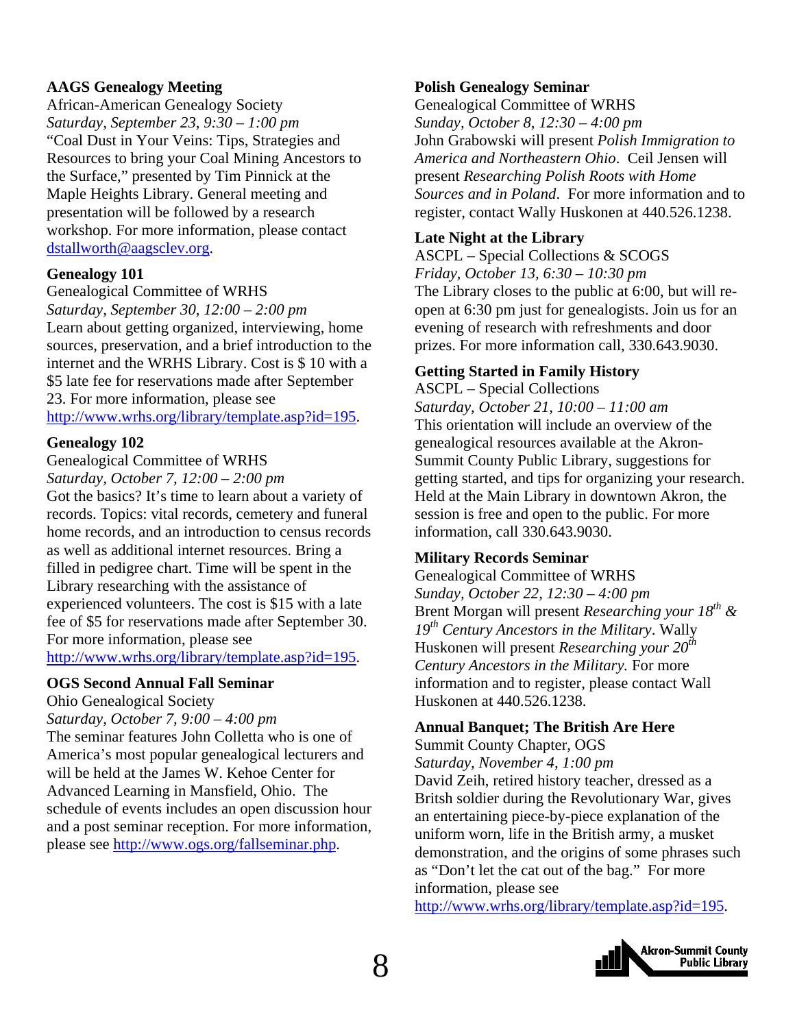**AAGS Genealogy Meeting**
African-American Genealogy Society
*Saturday, September 23, 9:30 – 1:00 pm*
"Coal Dust in Your Veins: Tips, Strategies and Resources to bring your Coal Mining Ancestors to the Surface," presented by Tim Pinnick at the Maple Heights Library. General meeting and presentation will be followed by a research workshop. For more information, please contact dstallworth@aagsclev.org.

**Genealogy 101**
Genealogical Committee of WRHS
*Saturday, September 30, 12:00 – 2:00 pm*
Learn about getting organized, interviewing, home sources, preservation, and a brief introduction to the internet and the WRHS Library. Cost is $ 10 with a $5 late fee for reservations made after September 23. For more information, please see http://www.wrhs.org/library/template.asp?id=195.

**Genealogy 102**
Genealogical Committee of WRHS
*Saturday, October 7, 12:00 – 2:00 pm*
Got the basics? It's time to learn about a variety of records. Topics: vital records, cemetery and funeral home records, and an introduction to census records as well as additional internet resources. Bring a filled in pedigree chart. Time will be spent in the Library researching with the assistance of experienced volunteers. The cost is $15 with a late fee of $5 for reservations made after September 30. For more information, please see http://www.wrhs.org/library/template.asp?id=195.

**OGS Second Annual Fall Seminar**
Ohio Genealogical Society
*Saturday, October 7, 9:00 – 4:00 pm*
The seminar features John Colletta who is one of America's most popular genealogical lecturers and will be held at the James W. Kehoe Center for Advanced Learning in Mansfield, Ohio. The schedule of events includes an open discussion hour and a post seminar reception. For more information, please see http://www.ogs.org/fallseminar.php.

**Polish Genealogy Seminar**
Genealogical Committee of WRHS
*Sunday, October 8, 12:30 – 4:00 pm*
John Grabowski will present *Polish Immigration to America and Northeastern Ohio*. Ceil Jensen will present *Researching Polish Roots with Home Sources and in Poland*. For more information and to register, contact Wally Huskonen at 440.526.1238.

**Late Night at the Library**
ASCPL – Special Collections & SCOGS
*Friday, October 13, 6:30 – 10:30 pm*
The Library closes to the public at 6:00, but will re-open at 6:30 pm just for genealogists. Join us for an evening of research with refreshments and door prizes. For more information call, 330.643.9030.

**Getting Started in Family History**
ASCPL – Special Collections
*Saturday, October 21, 10:00 – 11:00 am*
This orientation will include an overview of the genealogical resources available at the Akron-Summit County Public Library, suggestions for getting started, and tips for organizing your research. Held at the Main Library in downtown Akron, the session is free and open to the public. For more information, call 330.643.9030.

**Military Records Seminar**
Genealogical Committee of WRHS
*Sunday, October 22, 12:30 – 4:00 pm*
Brent Morgan will present *Researching your 18th & 19th Century Ancestors in the Military*. Wally Huskonen will present *Researching your 20th Century Ancestors in the Military.* For more information and to register, please contact Wall Huskonen at 440.526.1238.

**Annual Banquet; The British Are Here**
Summit County Chapter, OGS
*Saturday, November 4, 1:00 pm*
David Zeih, retired history teacher, dressed as a Britsh soldier during the Revolutionary War, gives an entertaining piece-by-piece explanation of the uniform worn, life in the British army, a musket demonstration, and the origins of some phrases such as "Don't let the cat out of the bag." For more information, please see http://www.wrhs.org/library/template.asp?id=195.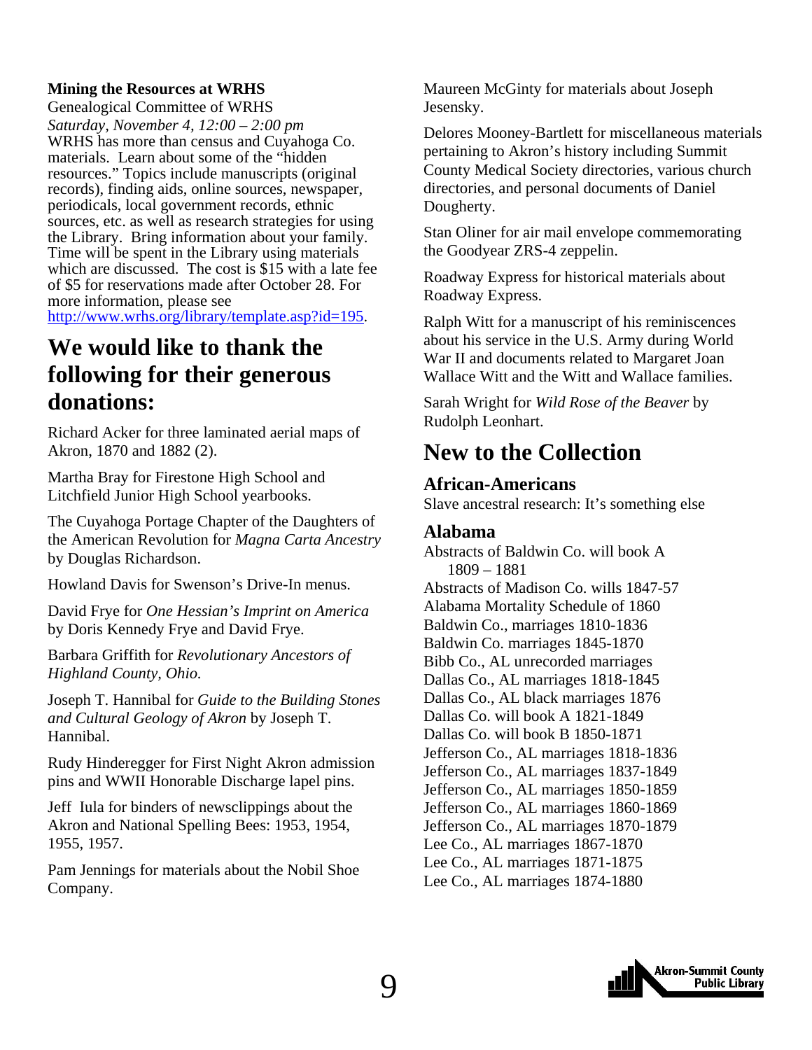**Mining the Resources at WRHS**
Genealogical Committee of WRHS
*Saturday, November 4, 12:00 – 2:00 pm*
WRHS has more than census and Cuyahoga Co. materials. Learn about some of the "hidden resources." Topics include manuscripts (original records), finding aids, online sources, newspaper, periodicals, local government records, ethnic sources, etc. as well as research strategies for using the Library. Bring information about your family. Time will be spent in the Library using materials which are discussed. The cost is $15 with a late fee of $5 for reservations made after October 28. For more information, please see http://www.wrhs.org/library/template.asp?id=195.

## We would like to thank the following for their generous donations:

Richard Acker for three laminated aerial maps of Akron, 1870 and 1882 (2).

Martha Bray for Firestone High School and Litchfield Junior High School yearbooks.

The Cuyahoga Portage Chapter of the Daughters of the American Revolution for *Magna Carta Ancestry* by Douglas Richardson.

Howland Davis for Swenson's Drive-In menus.

David Frye for *One Hessian's Imprint on America* by Doris Kennedy Frye and David Frye.

Barbara Griffith for *Revolutionary Ancestors of Highland County, Ohio.*

Joseph T. Hannibal for *Guide to the Building Stones and Cultural Geology of Akron* by Joseph T. Hannibal.

Rudy Hinderegger for First Night Akron admission pins and WWII Honorable Discharge lapel pins.

Jeff Iula for binders of newsclippings about the Akron and National Spelling Bees: 1953, 1954, 1955, 1957.

Pam Jennings for materials about the Nobil Shoe Company.

Maureen McGinty for materials about Joseph Jesensky.

Delores Mooney-Bartlett for miscellaneous materials pertaining to Akron's history including Summit County Medical Society directories, various church directories, and personal documents of Daniel Dougherty.

Stan Oliner for air mail envelope commemorating the Goodyear ZRS-4 zeppelin.

Roadway Express for historical materials about Roadway Express.

Ralph Witt for a manuscript of his reminiscences about his service in the U.S. Army during World War II and documents related to Margaret Joan Wallace Witt and the Witt and Wallace families.

Sarah Wright for *Wild Rose of the Beaver* by Rudolph Leonhart.

## New to the Collection

### African-Americans

Slave ancestral research: It's something else

### Alabama

Abstracts of Baldwin Co. will book A 1809 – 1881
Abstracts of Madison Co. wills 1847-57
Alabama Mortality Schedule of 1860
Baldwin Co., marriages 1810-1836
Baldwin Co. marriages 1845-1870
Bibb Co., AL unrecorded marriages
Dallas Co., AL marriages 1818-1845
Dallas Co., AL black marriages 1876
Dallas Co. will book A 1821-1849
Dallas Co. will book B 1850-1871
Jefferson Co., AL marriages 1818-1836
Jefferson Co., AL marriages 1837-1849
Jefferson Co., AL marriages 1850-1859
Jefferson Co., AL marriages 1860-1869
Jefferson Co., AL marriages 1870-1879
Lee Co., AL marriages 1867-1870
Lee Co., AL marriages 1871-1875
Lee Co., AL marriages 1874-1880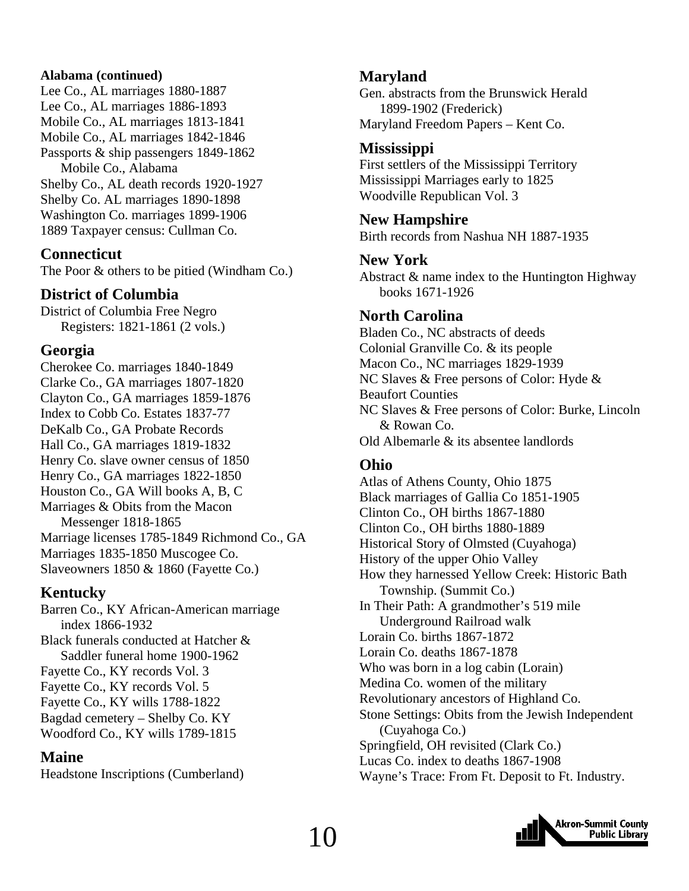**Alabama (continued)**

Lee Co., AL marriages 1880-1887
Lee Co., AL marriages 1886-1893
Mobile Co., AL marriages 1813-1841
Mobile Co., AL marriages 1842-1846
Passports & ship passengers 1849-1862 Mobile Co., Alabama
Shelby Co., AL death records 1920-1927
Shelby Co. AL marriages 1890-1898
Washington Co. marriages 1899-1906
1889 Taxpayer census: Cullman Co.

## Connecticut

The Poor & others to be pitied (Windham Co.)

## District of Columbia

District of Columbia Free Negro Registers: 1821-1861 (2 vols.)

## Georgia

Cherokee Co. marriages 1840-1849
Clarke Co., GA marriages 1807-1820
Clayton Co., GA marriages 1859-1876
Index to Cobb Co. Estates 1837-77
DeKalb Co., GA Probate Records
Hall Co., GA marriages 1819-1832
Henry Co. slave owner census of 1850
Henry Co., GA marriages 1822-1850
Houston Co., GA Will books A, B, C
Marriages & Obits from the Macon Messenger 1818-1865
Marriage licenses 1785-1849 Richmond Co., GA
Marriages 1835-1850 Muscogee Co.
Slaveowners 1850 & 1860 (Fayette Co.)

## Kentucky

Barren Co., KY African-American marriage index 1866-1932
Black funerals conducted at Hatcher & Saddler funeral home 1900-1962
Fayette Co., KY records Vol. 3
Fayette Co., KY records Vol. 5
Fayette Co., KY wills 1788-1822
Bagdad cemetery – Shelby Co. KY
Woodford Co., KY wills 1789-1815

## Maine

Headstone Inscriptions (Cumberland)

## Maryland

Gen. abstracts from the Brunswick Herald 1899-1902 (Frederick)
Maryland Freedom Papers – Kent Co.

## Mississippi

First settlers of the Mississippi Territory
Mississippi Marriages early to 1825
Woodville Republican Vol. 3

## New Hampshire

Birth records from Nashua NH 1887-1935

## New York

Abstract & name index to the Huntington Highway books 1671-1926

## North Carolina

Bladen Co., NC abstracts of deeds
Colonial Granville Co. & its people
Macon Co., NC marriages 1829-1939
NC Slaves & Free persons of Color: Hyde & Beaufort Counties
NC Slaves & Free persons of Color: Burke, Lincoln & Rowan Co.
Old Albemarle & its absentee landlords

## Ohio

Atlas of Athens County, Ohio 1875
Black marriages of Gallia Co 1851-1905
Clinton Co., OH births 1867-1880
Clinton Co., OH births 1880-1889
Historical Story of Olmsted (Cuyahoga)
History of the upper Ohio Valley
How they harnessed Yellow Creek: Historic Bath Township. (Summit Co.)
In Their Path: A grandmother's 519 mile Underground Railroad walk
Lorain Co. births 1867-1872
Lorain Co. deaths 1867-1878
Who was born in a log cabin (Lorain)
Medina Co. women of the military
Revolutionary ancestors of Highland Co.
Stone Settings: Obits from the Jewish Independent (Cuyahoga Co.)
Springfield, OH revisited (Clark Co.)
Lucas Co. index to deaths 1867-1908
Wayne's Trace: From Ft. Deposit to Ft. Industry.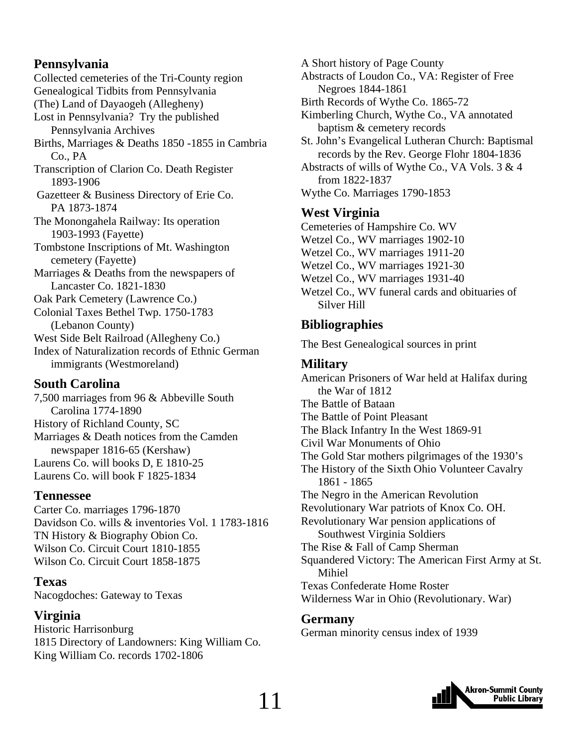## Pennsylvania

Collected cemeteries of the Tri-County region
Genealogical Tidbits from Pennsylvania
(The) Land of Dayaogeh (Allegheny)
Lost in Pennsylvania? Try the published Pennsylvania Archives
Births, Marriages & Deaths 1850 -1855 in Cambria Co., PA
Transcription of Clarion Co. Death Register 1893-1906
Gazetteer & Business Directory of Erie Co. PA 1873-1874
The Monongahela Railway: Its operation 1903-1993 (Fayette)
Tombstone Inscriptions of Mt. Washington cemetery (Fayette)
Marriages & Deaths from the newspapers of Lancaster Co. 1821-1830
Oak Park Cemetery (Lawrence Co.)
Colonial Taxes Bethel Twp. 1750-1783 (Lebanon County)
West Side Belt Railroad (Allegheny Co.)
Index of Naturalization records of Ethnic German immigrants (Westmoreland)

## South Carolina

7,500 marriages from 96 & Abbeville South Carolina 1774-1890
History of Richland County, SC
Marriages & Death notices from the Camden newspaper 1816-65 (Kershaw)
Laurens Co. will books D, E 1810-25
Laurens Co. will book F 1825-1834

## Tennessee

Carter Co. marriages 1796-1870
Davidson Co. wills & inventories Vol. 1 1783-1816
TN History & Biography Obion Co.
Wilson Co. Circuit Court 1810-1855
Wilson Co. Circuit Court 1858-1875

## Texas

Nacogdoches: Gateway to Texas

## Virginia

Historic Harrisonburg
1815 Directory of Landowners: King William Co.
King William Co. records 1702-1806
A Short history of Page County
Abstracts of Loudon Co., VA: Register of Free Negroes 1844-1861
Birth Records of Wythe Co. 1865-72
Kimberling Church, Wythe Co., VA annotated baptism & cemetery records
St. John's Evangelical Lutheran Church: Baptismal records by the Rev. George Flohr 1804-1836
Abstracts of wills of Wythe Co., VA Vols. 3 & 4 from 1822-1837
Wythe Co. Marriages 1790-1853

## West Virginia

Cemeteries of Hampshire Co. WV
Wetzel Co., WV marriages 1902-10
Wetzel Co., WV marriages 1911-20
Wetzel Co., WV marriages 1921-30
Wetzel Co., WV marriages 1931-40
Wetzel Co., WV funeral cards and obituaries of Silver Hill

## Bibliographies

The Best Genealogical sources in print

## Military

American Prisoners of War held at Halifax during the War of 1812
The Battle of Bataan
The Battle of Point Pleasant
The Black Infantry In the West 1869-91
Civil War Monuments of Ohio
The Gold Star mothers pilgrimages of the 1930's
The History of the Sixth Ohio Volunteer Cavalry 1861 - 1865
The Negro in the American Revolution
Revolutionary War patriots of Knox Co. OH.
Revolutionary War pension applications of Southwest Virginia Soldiers
The Rise & Fall of Camp Sherman
Squandered Victory: The American First Army at St. Mihiel
Texas Confederate Home Roster
Wilderness War in Ohio (Revolutionary. War)

## Germany

German minority census index of 1939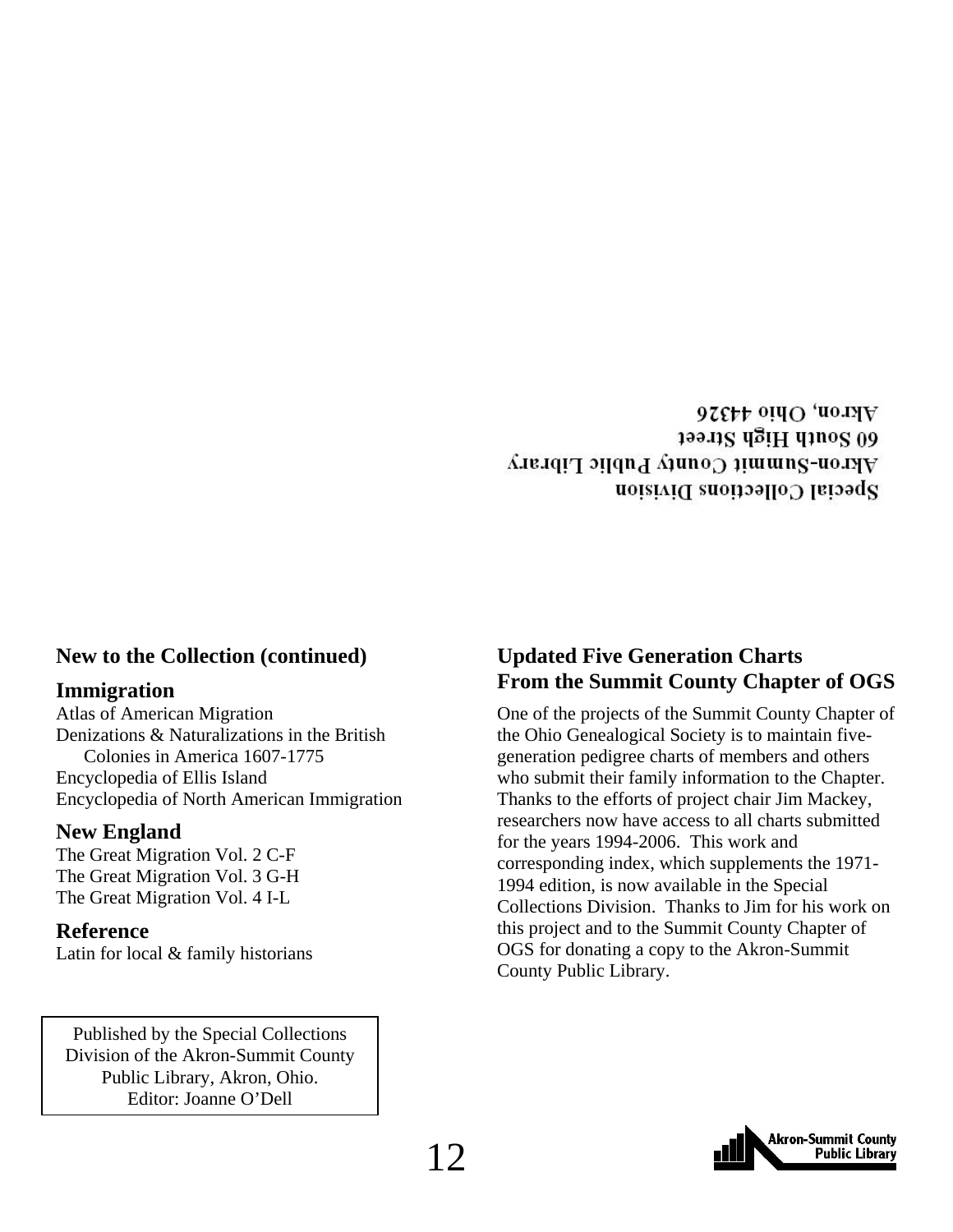Special Collections Division
Akron-Summit County Public Library
60 South High Street
Akron, Ohio 44326

## New to the Collection (continued)

### Immigration

Atlas of American Migration
Denizations & Naturalizations in the British Colonies in America 1607-1775
Encyclopedia of Ellis Island
Encyclopedia of North American Immigration

### New England

The Great Migration Vol. 2 C-F
The Great Migration Vol. 3 G-H
The Great Migration Vol. 4 I-L

### Reference

Latin for local & family historians

Published by the Special Collections Division of the Akron-Summit County Public Library, Akron, Ohio.
Editor: Joanne O'Dell

## Updated Five Generation Charts From the Summit County Chapter of OGS

One of the projects of the Summit County Chapter of the Ohio Genealogical Society is to maintain five-generation pedigree charts of members and others who submit their family information to the Chapter. Thanks to the efforts of project chair Jim Mackey, researchers now have access to all charts submitted for the years 1994-2006. This work and corresponding index, which supplements the 1971-1994 edition, is now available in the Special Collections Division. Thanks to Jim for his work on this project and to the Summit County Chapter of OGS for donating a copy to the Akron-Summit County Public Library.

Akron-Summit County Public Library